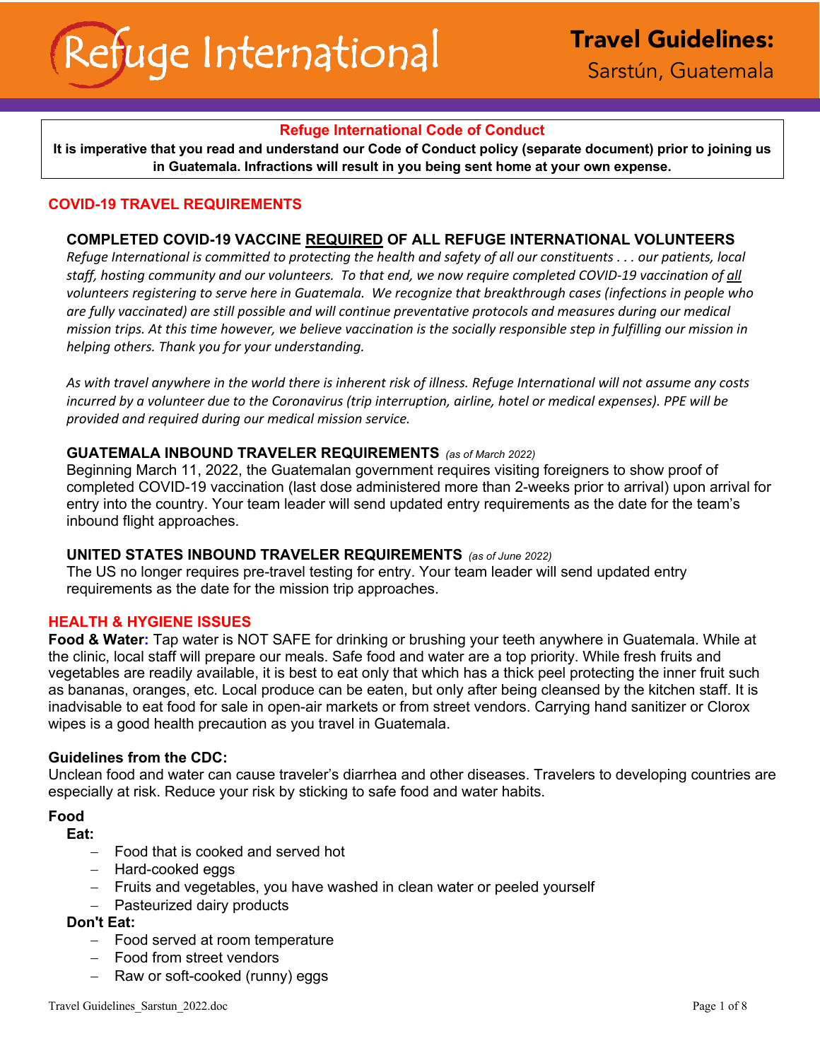# Refuge International

## Travel Guidelines: Sarstún, Guatemala

**Refuge International Code of Conduct**

**It is imperative that you read and understand our Code of Conduct policy (separate document) prior to joining us in Guatemala. Infractions will result in you being sent home at your own expense.**

## COVID-19 TRAVEL REQUIREMENTS

### COMPLETED COVID-19 VACCINE REQUIRED OF ALL REFUGE INTERNATIONAL VOLUNTEERS

*Refuge International is committed to protecting the health and safety of all our constituents . . . our patients, local staff, hosting community and our volunteers. To that end, we now require completed COVID-19 vaccination of all volunteers registering to serve here in Guatemala. We recognize that breakthrough cases (infections in people who are fully vaccinated) are still possible and will continue preventative protocols and measures during our medical mission trips. At this time however, we believe vaccination is the socially responsible step in fulfilling our mission in helping others. Thank you for your understanding.*

*As with travel anywhere in the world there is inherent risk of illness. Refuge International will not assume any costs incurred by a volunteer due to the Coronavirus (trip interruption, airline, hotel or medical expenses). PPE will be provided and required during our medical mission service.*

### GUATEMALA INBOUND TRAVELER REQUIREMENTS *(as of March 2022)*

Beginning March 11, 2022, the Guatemalan government requires visiting foreigners to show proof of completed COVID-19 vaccination (last dose administered more than 2-weeks prior to arrival) upon arrival for entry into the country. Your team leader will send updated entry requirements as the date for the team's inbound flight approaches.

### UNITED STATES INBOUND TRAVELER REQUIREMENTS *(as of June 2022)*

The US no longer requires pre-travel testing for entry. Your team leader will send updated entry requirements as the date for the mission trip approaches.

## HEALTH & HYGIENE ISSUES

**Food & Water:** Tap water is NOT SAFE for drinking or brushing your teeth anywhere in Guatemala. While at the clinic, local staff will prepare our meals. Safe food and water are a top priority. While fresh fruits and vegetables are readily available, it is best to eat only that which has a thick peel protecting the inner fruit such as bananas, oranges, etc. Local produce can be eaten, but only after being cleansed by the kitchen staff. It is inadvisable to eat food for sale in open-air markets or from street vendors. Carrying hand sanitizer or Clorox wipes is a good health precaution as you travel in Guatemala.

**Guidelines from the CDC:**

Unclean food and water can cause traveler's diarrhea and other diseases. Travelers to developing countries are especially at risk. Reduce your risk by sticking to safe food and water habits.

**Food**

**Eat:**

- Food that is cooked and served hot
- Hard-cooked eggs
- Fruits and vegetables, you have washed in clean water or peeled yourself
- Pasteurized dairy products

**Don't Eat:**

- Food served at room temperature
- Food from street vendors
- Raw or soft-cooked (runny) eggs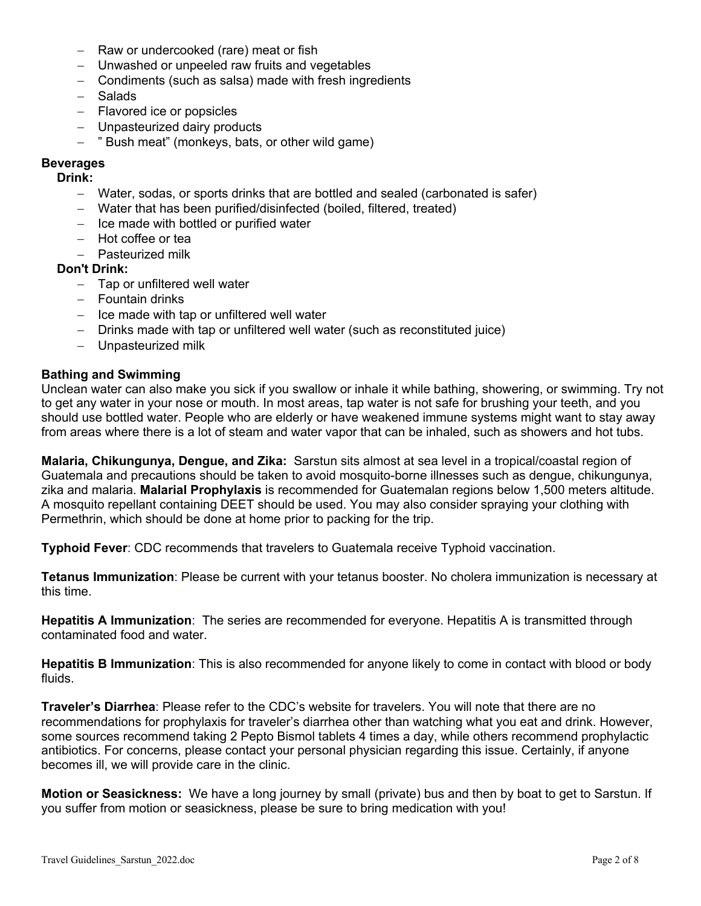- Raw or undercooked (rare) meat or fish
- Unwashed or unpeeled raw fruits and vegetables
- Condiments (such as salsa) made with fresh ingredients
- Salads
- Flavored ice or popsicles
- Unpasteurized dairy products
- " Bush meat" (monkeys, bats, or other wild game)

**Beverages**

**Drink:**

- Water, sodas, or sports drinks that are bottled and sealed (carbonated is safer)
- Water that has been purified/disinfected (boiled, filtered, treated)
- Ice made with bottled or purified water
- Hot coffee or tea
- Pasteurized milk

**Don't Drink:**

- Tap or unfiltered well water
- Fountain drinks
- Ice made with tap or unfiltered well water
- Drinks made with tap or unfiltered well water (such as reconstituted juice)
- Unpasteurized milk

**Bathing and Swimming**
Unclean water can also make you sick if you swallow or inhale it while bathing, showering, or swimming. Try not to get any water in your nose or mouth. In most areas, tap water is not safe for brushing your teeth, and you should use bottled water. People who are elderly or have weakened immune systems might want to stay away from areas where there is a lot of steam and water vapor that can be inhaled, such as showers and hot tubs.

**Malaria, Chikungunya, Dengue, and Zika:** Sarstun sits almost at sea level in a tropical/coastal region of Guatemala and precautions should be taken to avoid mosquito-borne illnesses such as dengue, chikungunya, zika and malaria. **Malarial Prophylaxis** is recommended for Guatemalan regions below 1,500 meters altitude. A mosquito repellant containing DEET should be used. You may also consider spraying your clothing with Permethrin, which should be done at home prior to packing for the trip.

**Typhoid Fever**: CDC recommends that travelers to Guatemala receive Typhoid vaccination.

**Tetanus Immunization**: Please be current with your tetanus booster. No cholera immunization is necessary at this time.

**Hepatitis A Immunization**: The series are recommended for everyone. Hepatitis A is transmitted through contaminated food and water.

**Hepatitis B Immunization**: This is also recommended for anyone likely to come in contact with blood or body fluids.

**Traveler's Diarrhea**: Please refer to the CDC's website for travelers. You will note that there are no recommendations for prophylaxis for traveler's diarrhea other than watching what you eat and drink. However, some sources recommend taking 2 Pepto Bismol tablets 4 times a day, while others recommend prophylactic antibiotics. For concerns, please contact your personal physician regarding this issue. Certainly, if anyone becomes ill, we will provide care in the clinic.

**Motion or Seasickness:** We have a long journey by small (private) bus and then by boat to get to Sarstun. If you suffer from motion or seasickness, please be sure to bring medication with you!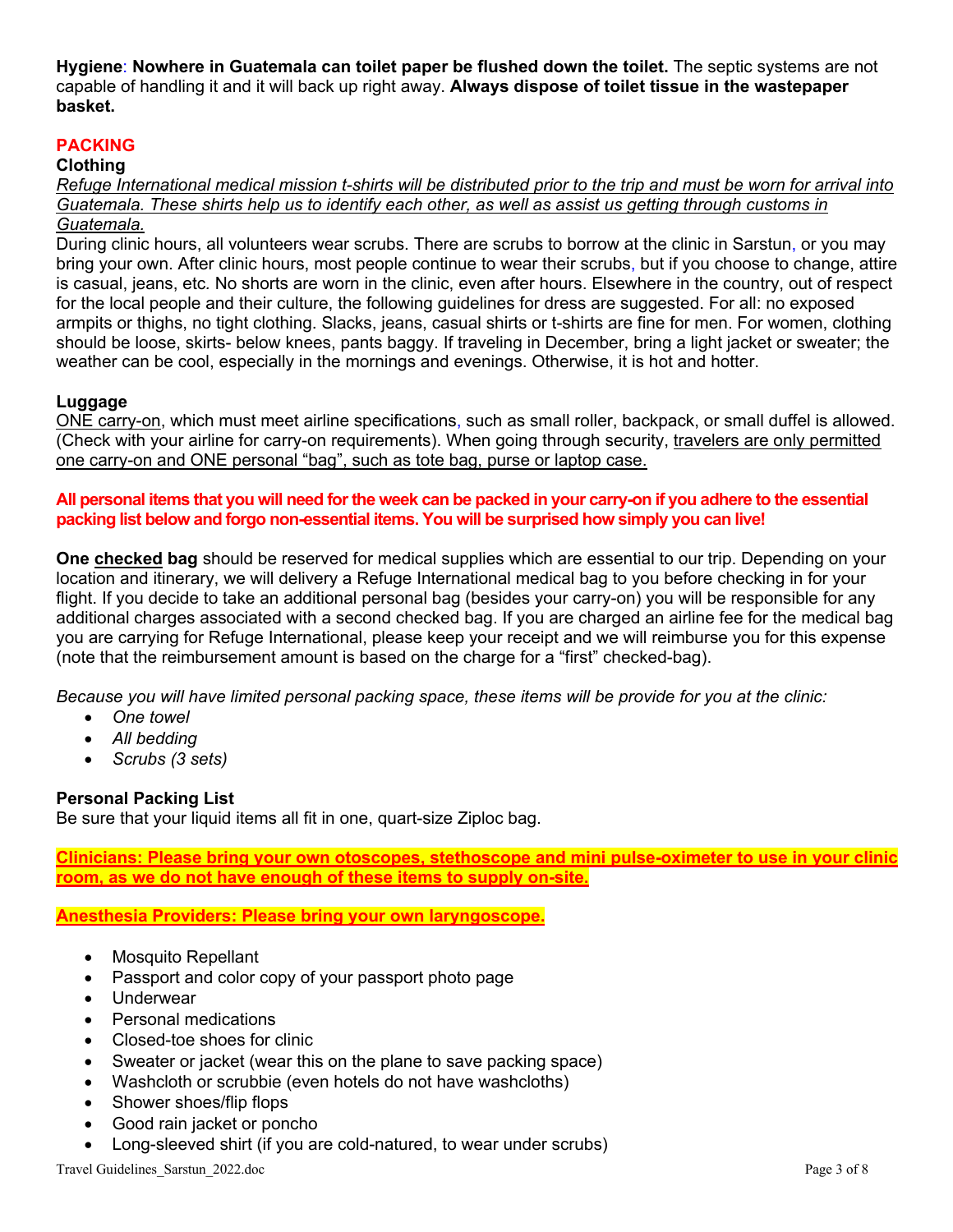**Hygiene**: **Nowhere in Guatemala can toilet paper be flushed down the toilet.** The septic systems are not capable of handling it and it will back up right away. **Always dispose of toilet tissue in the wastepaper basket.**

## PACKING

### Clothing

*Refuge International medical mission t-shirts will be distributed prior to the trip and must be worn for arrival into Guatemala. These shirts help us to identify each other, as well as assist us getting through customs in Guatemala.*

During clinic hours, all volunteers wear scrubs. There are scrubs to borrow at the clinic in Sarstun, or you may bring your own. After clinic hours, most people continue to wear their scrubs, but if you choose to change, attire is casual, jeans, etc. No shorts are worn in the clinic, even after hours. Elsewhere in the country, out of respect for the local people and their culture, the following guidelines for dress are suggested. For all: no exposed armpits or thighs, no tight clothing. Slacks, jeans, casual shirts or t-shirts are fine for men. For women, clothing should be loose, skirts- below knees, pants baggy. If traveling in December, bring a light jacket or sweater; the weather can be cool, especially in the mornings and evenings. Otherwise, it is hot and hotter.

### Luggage

ONE carry-on, which must meet airline specifications, such as small roller, backpack, or small duffel is allowed. (Check with your airline for carry-on requirements). When going through security, travelers are only permitted one carry-on and ONE personal "bag", such as tote bag, purse or laptop case.

**All personal items that you will need for the week can be packed in your carry-on if you adhere to the essential packing list below and forgo non-essential items. You will be surprised how simply you can live!**

**One checked bag** should be reserved for medical supplies which are essential to our trip. Depending on your location and itinerary, we will delivery a Refuge International medical bag to you before checking in for your flight. If you decide to take an additional personal bag (besides your carry-on) you will be responsible for any additional charges associated with a second checked bag. If you are charged an airline fee for the medical bag you are carrying for Refuge International, please keep your receipt and we will reimburse you for this expense (note that the reimbursement amount is based on the charge for a "first" checked-bag).

*Because you will have limited personal packing space, these items will be provide for you at the clinic:*

- *One towel*
- *All bedding*
- *Scrubs (3 sets)*

### Personal Packing List

Be sure that your liquid items all fit in one, quart-size Ziploc bag.

**Clinicians: Please bring your own otoscopes, stethoscope and mini pulse-oximeter to use in your clinic room, as we do not have enough of these items to supply on-site.**

**Anesthesia Providers: Please bring your own laryngoscope.**

- Mosquito Repellant
- Passport and color copy of your passport photo page
- Underwear
- Personal medications
- Closed-toe shoes for clinic
- Sweater or jacket (wear this on the plane to save packing space)
- Washcloth or scrubbie (even hotels do not have washcloths)
- Shower shoes/flip flops
- Good rain jacket or poncho
- Long-sleeved shirt (if you are cold-natured, to wear under scrubs)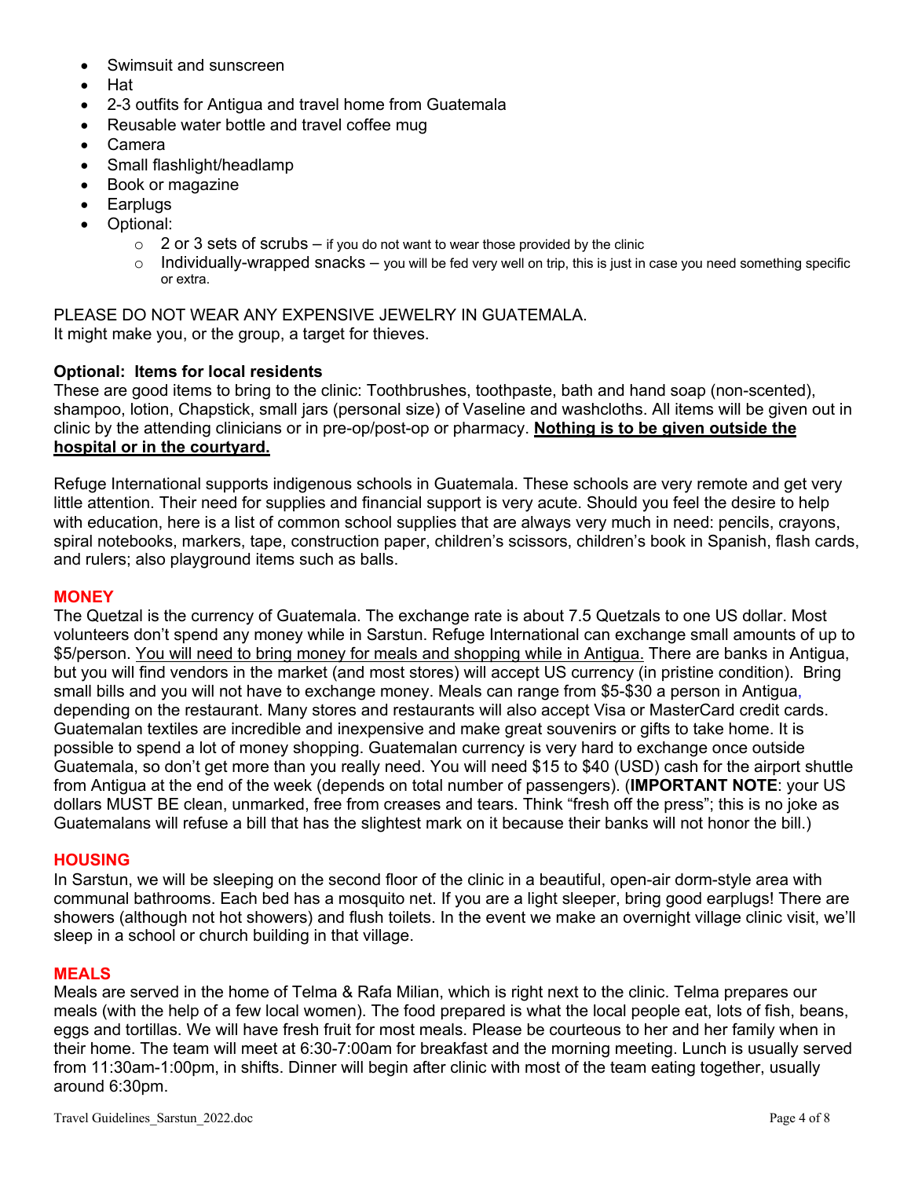- Swimsuit and sunscreen
- Hat
- 2-3 outfits for Antigua and travel home from Guatemala
- Reusable water bottle and travel coffee mug
- Camera
- Small flashlight/headlamp
- Book or magazine
- Earplugs
- Optional:
  - 2 or 3 sets of scrubs – if you do not want to wear those provided by the clinic
  - Individually-wrapped snacks – you will be fed very well on trip, this is just in case you need something specific or extra.

PLEASE DO NOT WEAR ANY EXPENSIVE JEWELRY IN GUATEMALA.
It might make you, or the group, a target for thieves.

**Optional: Items for local residents**
These are good items to bring to the clinic: Toothbrushes, toothpaste, bath and hand soap (non-scented), shampoo, lotion, Chapstick, small jars (personal size) of Vaseline and washcloths. All items will be given out in clinic by the attending clinicians or in pre-op/post-op or pharmacy. <u>**Nothing is to be given outside the hospital or in the courtyard.**</u>

Refuge International supports indigenous schools in Guatemala. These schools are very remote and get very little attention. Their need for supplies and financial support is very acute. Should you feel the desire to help with education, here is a list of common school supplies that are always very much in need: pencils, crayons, spiral notebooks, markers, tape, construction paper, children's scissors, children's book in Spanish, flash cards, and rulers; also playground items such as balls.

## MONEY

The Quetzal is the currency of Guatemala. The exchange rate is about 7.5 Quetzals to one US dollar. Most volunteers don't spend any money while in Sarstun. Refuge International can exchange small amounts of up to $5/person. <u>You will need to bring money for meals and shopping while in Antigua.</u> There are banks in Antigua, but you will find vendors in the market (and most stores) will accept US currency (in pristine condition). Bring small bills and you will not have to exchange money. Meals can range from $5-$30 a person in Antigua, depending on the restaurant. Many stores and restaurants will also accept Visa or MasterCard credit cards. Guatemalan textiles are incredible and inexpensive and make great souvenirs or gifts to take home. It is possible to spend a lot of money shopping. Guatemalan currency is very hard to exchange once outside Guatemala, so don't get more than you really need. You will need $15 to $40 (USD) cash for the airport shuttle from Antigua at the end of the week (depends on total number of passengers). (**IMPORTANT NOTE**: your US dollars MUST BE clean, unmarked, free from creases and tears. Think "fresh off the press"; this is no joke as Guatemalans will refuse a bill that has the slightest mark on it because their banks will not honor the bill.)

## HOUSING

In Sarstun, we will be sleeping on the second floor of the clinic in a beautiful, open-air dorm-style area with communal bathrooms. Each bed has a mosquito net. If you are a light sleeper, bring good earplugs! There are showers (although not hot showers) and flush toilets. In the event we make an overnight village clinic visit, we'll sleep in a school or church building in that village.

## MEALS

Meals are served in the home of Telma & Rafa Milian, which is right next to the clinic. Telma prepares our meals (with the help of a few local women). The food prepared is what the local people eat, lots of fish, beans, eggs and tortillas. We will have fresh fruit for most meals. Please be courteous to her and her family when in their home. The team will meet at 6:30-7:00am for breakfast and the morning meeting. Lunch is usually served from 11:30am-1:00pm, in shifts. Dinner will begin after clinic with most of the team eating together, usually around 6:30pm.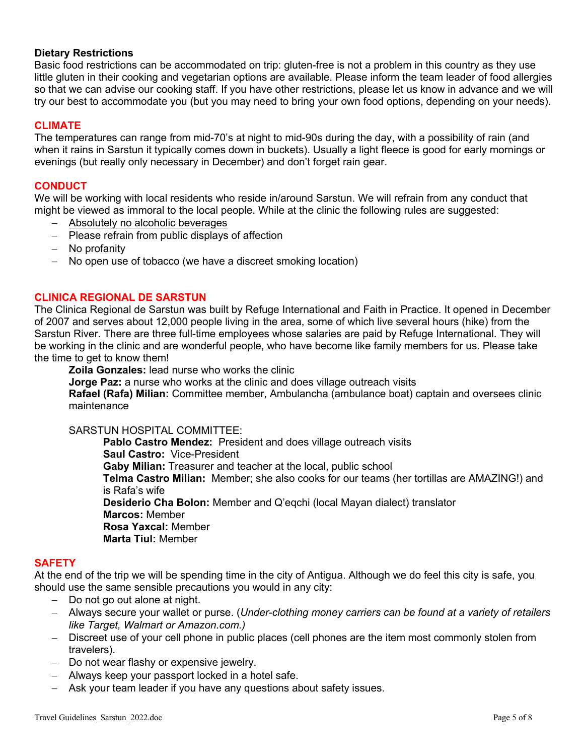**Dietary Restrictions**

Basic food restrictions can be accommodated on trip: gluten-free is not a problem in this country as they use little gluten in their cooking and vegetarian options are available. Please inform the team leader of food allergies so that we can advise our cooking staff. If you have other restrictions, please let us know in advance and we will try our best to accommodate you (but you may need to bring your own food options, depending on your needs).

## CLIMATE

The temperatures can range from mid-70's at night to mid-90s during the day, with a possibility of rain (and when it rains in Sarstun it typically comes down in buckets). Usually a light fleece is good for early mornings or evenings (but really only necessary in December) and don't forget rain gear.

## CONDUCT

We will be working with local residents who reside in/around Sarstun. We will refrain from any conduct that might be viewed as immoral to the local people. While at the clinic the following rules are suggested:

- <u>Absolutely no alcoholic beverages</u>
- Please refrain from public displays of affection
- No profanity
- No open use of tobacco (we have a discreet smoking location)

## CLINICA REGIONAL DE SARSTUN

The Clinica Regional de Sarstun was built by Refuge International and Faith in Practice. It opened in December of 2007 and serves about 12,000 people living in the area, some of which live several hours (hike) from the Sarstun River. There are three full-time employees whose salaries are paid by Refuge International. They will be working in the clinic and are wonderful people, who have become like family members for us. Please take the time to get to know them!

**Zoila Gonzales:** lead nurse who works the clinic
**Jorge Paz:** a nurse who works at the clinic and does village outreach visits
**Rafael (Rafa) Milian:** Committee member, Ambulancha (ambulance boat) captain and oversees clinic maintenance

SARSTUN HOSPITAL COMMITTEE:

**Pablo Castro Mendez:** President and does village outreach visits
**Saul Castro:** Vice-President
**Gaby Milian:** Treasurer and teacher at the local, public school
**Telma Castro Milian:** Member; she also cooks for our teams (her tortillas are AMAZING!) and is Rafa's wife
**Desiderio Cha Bolon:** Member and Q'eqchi (local Mayan dialect) translator
**Marcos:** Member
**Rosa Yaxcal:** Member
**Marta Tiul:** Member

## SAFETY

At the end of the trip we will be spending time in the city of Antigua. Although we do feel this city is safe, you should use the same sensible precautions you would in any city:

- Do not go out alone at night.
- Always secure your wallet or purse. (*Under-clothing money carriers can be found at a variety of retailers like Target, Walmart or Amazon.com.)*
- Discreet use of your cell phone in public places (cell phones are the item most commonly stolen from travelers).
- Do not wear flashy or expensive jewelry.
- Always keep your passport locked in a hotel safe.
- Ask your team leader if you have any questions about safety issues.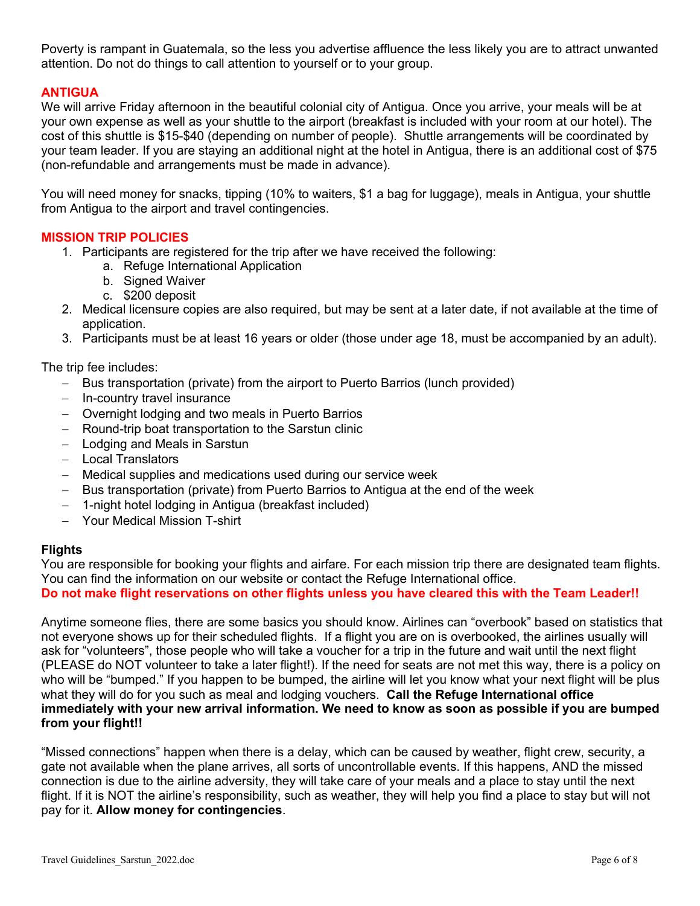Poverty is rampant in Guatemala, so the less you advertise affluence the less likely you are to attract unwanted attention. Do not do things to call attention to yourself or to your group.

## ANTIGUA

We will arrive Friday afternoon in the beautiful colonial city of Antigua. Once you arrive, your meals will be at your own expense as well as your shuttle to the airport (breakfast is included with your room at our hotel). The cost of this shuttle is $15-$40 (depending on number of people). Shuttle arrangements will be coordinated by your team leader. If you are staying an additional night at the hotel in Antigua, there is an additional cost of $75 (non-refundable and arrangements must be made in advance).

You will need money for snacks, tipping (10% to waiters, $1 a bag for luggage), meals in Antigua, your shuttle from Antigua to the airport and travel contingencies.

## MISSION TRIP POLICIES

1. Participants are registered for the trip after we have received the following:
   a. Refuge International Application
   b. Signed Waiver
   c. $200 deposit
2. Medical licensure copies are also required, but may be sent at a later date, if not available at the time of application.
3. Participants must be at least 16 years or older (those under age 18, must be accompanied by an adult).

The trip fee includes:

- Bus transportation (private) from the airport to Puerto Barrios (lunch provided)
- In-country travel insurance
- Overnight lodging and two meals in Puerto Barrios
- Round-trip boat transportation to the Sarstun clinic
- Lodging and Meals in Sarstun
- Local Translators
- Medical supplies and medications used during our service week
- Bus transportation (private) from Puerto Barrios to Antigua at the end of the week
- 1-night hotel lodging in Antigua (breakfast included)
- Your Medical Mission T-shirt

### Flights

You are responsible for booking your flights and airfare. For each mission trip there are designated team flights. You can find the information on our website or contact the Refuge International office.
**Do not make flight reservations on other flights unless you have cleared this with the Team Leader!!**

Anytime someone flies, there are some basics you should know. Airlines can "overbook" based on statistics that not everyone shows up for their scheduled flights. If a flight you are on is overbooked, the airlines usually will ask for "volunteers", those people who will take a voucher for a trip in the future and wait until the next flight (PLEASE do NOT volunteer to take a later flight!). If the need for seats are not met this way, there is a policy on who will be "bumped." If you happen to be bumped, the airline will let you know what your next flight will be plus what they will do for you such as meal and lodging vouchers. **Call the Refuge International office immediately with your new arrival information. We need to know as soon as possible if you are bumped from your flight!!**

"Missed connections" happen when there is a delay, which can be caused by weather, flight crew, security, a gate not available when the plane arrives, all sorts of uncontrollable events. If this happens, AND the missed connection is due to the airline adversity, they will take care of your meals and a place to stay until the next flight. If it is NOT the airline's responsibility, such as weather, they will help you find a place to stay but will not pay for it. **Allow money for contingencies**.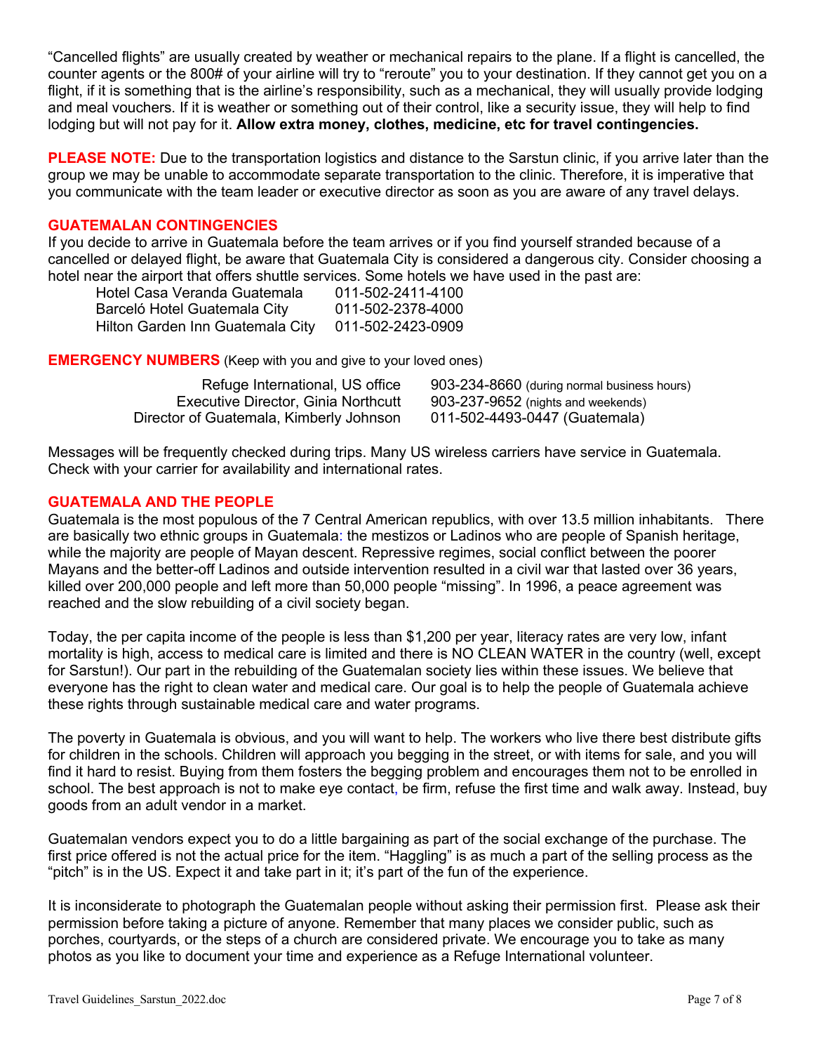"Cancelled flights" are usually created by weather or mechanical repairs to the plane. If a flight is cancelled, the counter agents or the 800# of your airline will try to "reroute" you to your destination. If they cannot get you on a flight, if it is something that is the airline's responsibility, such as a mechanical, they will usually provide lodging and meal vouchers. If it is weather or something out of their control, like a security issue, they will help to find lodging but will not pay for it. **Allow extra money, clothes, medicine, etc for travel contingencies.**

**PLEASE NOTE:** Due to the transportation logistics and distance to the Sarstun clinic, if you arrive later than the group we may be unable to accommodate separate transportation to the clinic. Therefore, it is imperative that you communicate with the team leader or executive director as soon as you are aware of any travel delays.

## GUATEMALAN CONTINGENCIES

If you decide to arrive in Guatemala before the team arrives or if you find yourself stranded because of a cancelled or delayed flight, be aware that Guatemala City is considered a dangerous city. Consider choosing a hotel near the airport that offers shuttle services. Some hotels we have used in the past are:

| Hotel | Phone |
|---|---|
| Hotel Casa Veranda Guatemala | 011-502-2411-4100 |
| Barceló Hotel Guatemala City | 011-502-2378-4000 |
| Hilton Garden Inn Guatemala City | 011-502-2423-0909 |

## EMERGENCY NUMBERS (Keep with you and give to your loved ones)

| Contact | Phone |
|---|---|
| Refuge International, US office | 903-234-8660 (during normal business hours) |
| Executive Director, Ginia Northcutt | 903-237-9652 (nights and weekends) |
| Director of Guatemala, Kimberly Johnson | 011-502-4493-0447 (Guatemala) |

Messages will be frequently checked during trips. Many US wireless carriers have service in Guatemala. Check with your carrier for availability and international rates.

## GUATEMALA AND THE PEOPLE

Guatemala is the most populous of the 7 Central American republics, with over 13.5 million inhabitants. There are basically two ethnic groups in Guatemala: the mestizos or Ladinos who are people of Spanish heritage, while the majority are people of Mayan descent. Repressive regimes, social conflict between the poorer Mayans and the better-off Ladinos and outside intervention resulted in a civil war that lasted over 36 years, killed over 200,000 people and left more than 50,000 people "missing". In 1996, a peace agreement was reached and the slow rebuilding of a civil society began.

Today, the per capita income of the people is less than $1,200 per year, literacy rates are very low, infant mortality is high, access to medical care is limited and there is NO CLEAN WATER in the country (well, except for Sarstun!). Our part in the rebuilding of the Guatemalan society lies within these issues. We believe that everyone has the right to clean water and medical care. Our goal is to help the people of Guatemala achieve these rights through sustainable medical care and water programs.

The poverty in Guatemala is obvious, and you will want to help. The workers who live there best distribute gifts for children in the schools. Children will approach you begging in the street, or with items for sale, and you will find it hard to resist. Buying from them fosters the begging problem and encourages them not to be enrolled in school. The best approach is not to make eye contact, be firm, refuse the first time and walk away. Instead, buy goods from an adult vendor in a market.

Guatemalan vendors expect you to do a little bargaining as part of the social exchange of the purchase. The first price offered is not the actual price for the item. "Haggling" is as much a part of the selling process as the "pitch" is in the US. Expect it and take part in it; it's part of the fun of the experience.

It is inconsiderate to photograph the Guatemalan people without asking their permission first. Please ask their permission before taking a picture of anyone. Remember that many places we consider public, such as porches, courtyards, or the steps of a church are considered private. We encourage you to take as many photos as you like to document your time and experience as a Refuge International volunteer.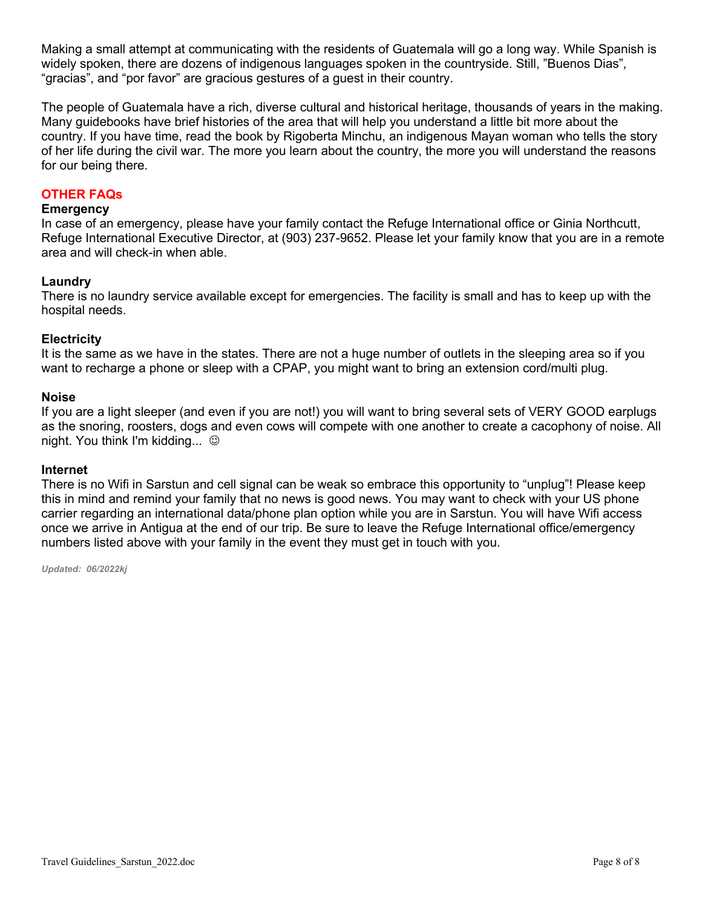Making a small attempt at communicating with the residents of Guatemala will go a long way. While Spanish is widely spoken, there are dozens of indigenous languages spoken in the countryside. Still, "Buenos Dias", "gracias", and "por favor" are gracious gestures of a guest in their country.

The people of Guatemala have a rich, diverse cultural and historical heritage, thousands of years in the making. Many guidebooks have brief histories of the area that will help you understand a little bit more about the country. If you have time, read the book by Rigoberta Minchu, an indigenous Mayan woman who tells the story of her life during the civil war. The more you learn about the country, the more you will understand the reasons for our being there.

## OTHER FAQs

### Emergency

In case of an emergency, please have your family contact the Refuge International office or Ginia Northcutt, Refuge International Executive Director, at (903) 237-9652. Please let your family know that you are in a remote area and will check-in when able.

### Laundry

There is no laundry service available except for emergencies. The facility is small and has to keep up with the hospital needs.

### Electricity

It is the same as we have in the states. There are not a huge number of outlets in the sleeping area so if you want to recharge a phone or sleep with a CPAP, you might want to bring an extension cord/multi plug.

### Noise

If you are a light sleeper (and even if you are not!) you will want to bring several sets of VERY GOOD earplugs as the snoring, roosters, dogs and even cows will compete with one another to create a cacophony of noise. All night. You think I'm kidding... ☺

### Internet

There is no Wifi in Sarstun and cell signal can be weak so embrace this opportunity to "unplug"! Please keep this in mind and remind your family that no news is good news. You may want to check with your US phone carrier regarding an international data/phone plan option while you are in Sarstun. You will have Wifi access once we arrive in Antigua at the end of our trip. Be sure to leave the Refuge International office/emergency numbers listed above with your family in the event they must get in touch with you.

***Updated: 06/2022kj***